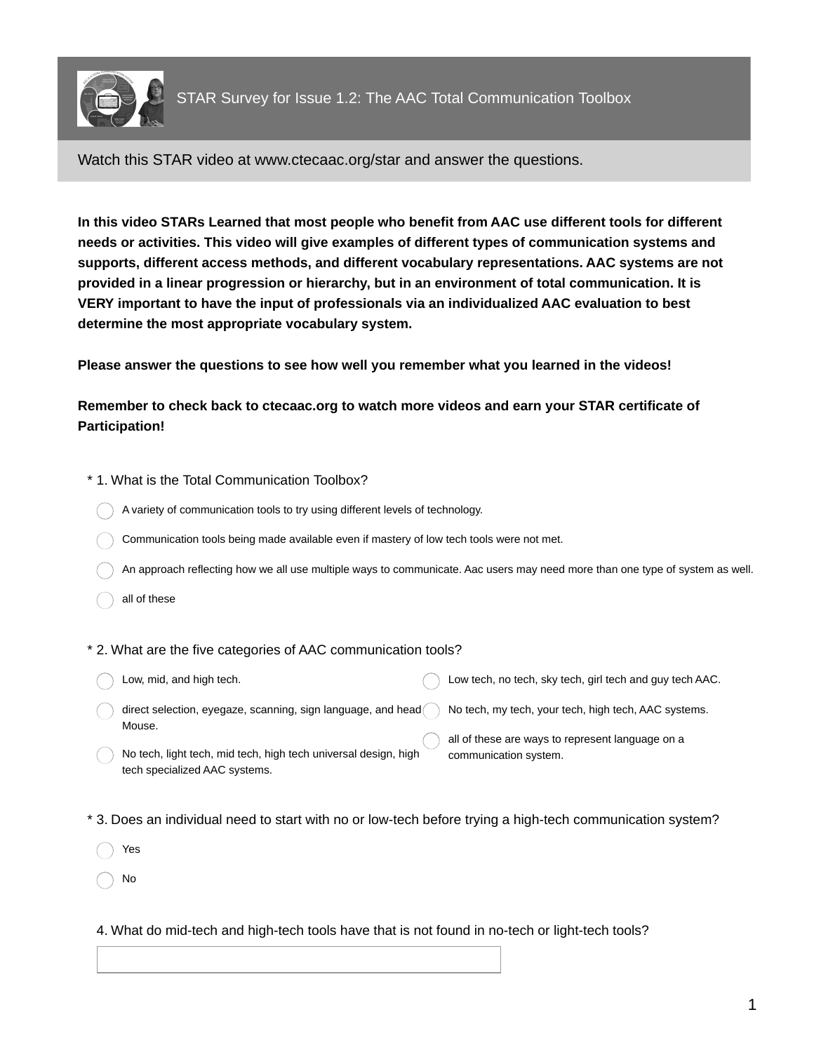# STAR Survey for Issue 1.2: The AAC Total Communication Toolbox

Watch this STAR video at www.ctecaac.org/star and answer the questions.

**In this video STARs Learned that most people who benefit from AAC use different tools for different needs or activities. This video will give examples of different types of communication systems and supports, different access methods, and different vocabulary representations. AAC systems are not provided in a linear progression or hierarchy, but in an environment of total communication. It is VERY important to have the input of professionals via an individualized AAC evaluation to best determine the most appropriate vocabulary system.**

**Please answer the questions to see how well you remember what you learned in the videos!**

**Remember to check back to ctecaac.org to watch more videos and earn your STAR certificate of Participation!**

\* 1. What is the Total Communication Toolbox?

- ◯ A variety of communication tools to try using different levels of technology.
- ◯ Communication tools being made available even if mastery of low tech tools were not met.
- ◯ An approach reflecting how we all use multiple ways to communicate. Aac users may need more than one type of system as well.
- ◯ all of these

\* 2. What are the five categories of AAC communication tools?

- ◯ Low, mid, and high tech.
- ◯ direct selection, eyegaze, scanning, sign language, and head Mouse.
- ◯ No tech, light tech, mid tech, high tech universal design, high tech specialized AAC systems.
- ◯ Low tech, no tech, sky tech, girl tech and guy tech AAC.
- ◯ No tech, my tech, your tech, high tech, AAC systems.
- ◯ all of these are ways to represent language on a communication system.

\* 3. Does an individual need to start with no or low-tech before trying a high-tech communication system?

- ◯ Yes
- ◯ No

4. What do mid-tech and high-tech tools have that is not found in no-tech or light-tech tools?

[ ]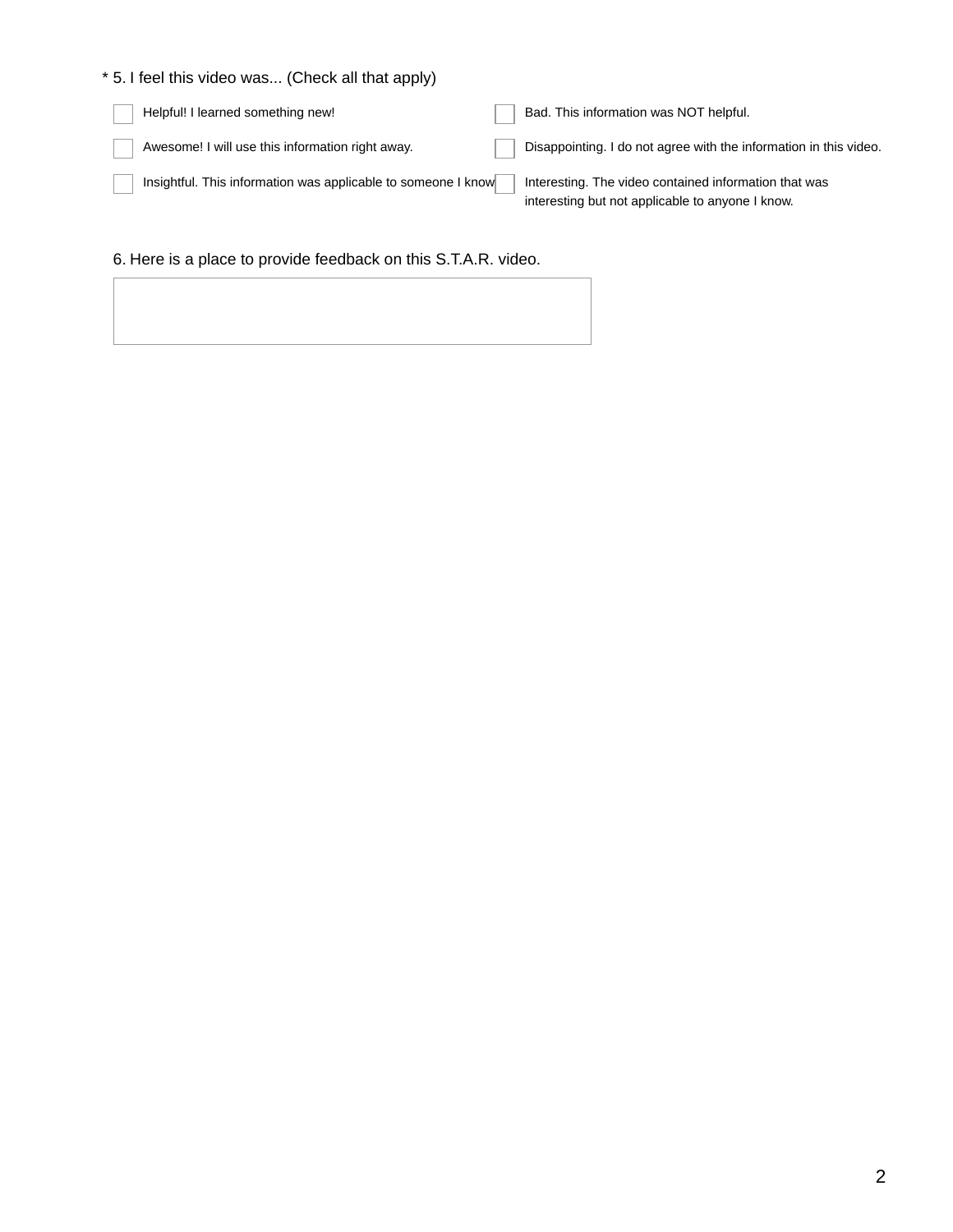* 5. I feel this video was... (Check all that apply)

- [ ] Helpful! I learned something new!
- [ ] Awesome! I will use this information right away.
- [ ] Insightful. This information was applicable to someone I know
- [ ] Bad. This information was NOT helpful.
- [ ] Disappointing. I do not agree with the information in this video.
- [ ] Interesting. The video contained information that was interesting but not applicable to anyone I know.

6. Here is a place to provide feedback on this S.T.A.R. video.